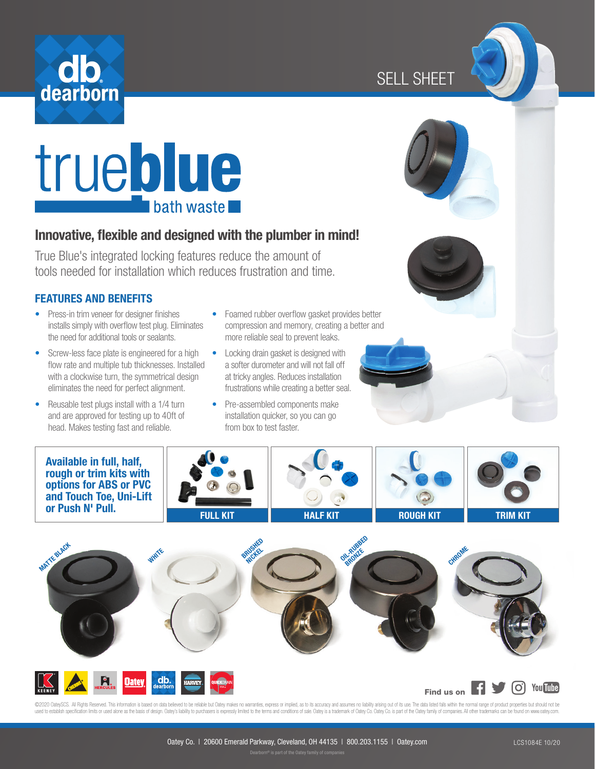db dearborn

SELL SHEET

# trueblue

## bath waste

## Innovative, flexible and designed with the plumber in mind!

True Blue's integrated locking features reduce the amount of tools needed for installation which reduces frustration and time.

### FEATURES AND BENEFITS

- Press-in trim veneer for designer finishes installs simply with overflow test plug. Eliminates the need for additional tools or sealants.
- Screw-less face plate is engineered for a high flow rate and multiple tub thicknesses. Installed with a clockwise turn, the symmetrical design eliminates the need for perfect alignment.
- Reusable test plugs install with a 1/4 turn and are approved for testing up to 40ft of head. Makes testing fast and reliable.
- Foamed rubber overflow gasket provides better compression and memory, creating a better and more reliable seal to prevent leaks.
- Locking drain gasket is designed with a softer durometer and will not fall off at tricky angles. Reduces installation frustrations while creating a better seal.
- Pre-assembled components make installation quicker, so you can go from box to test faster.

**Available in full, half, rough or trim kits with options for ABS or PVC and Touch Toe, Uni-Lift or Push N' Pull.**

FULL KIT | HALF KIT | ROUGH KIT | TRIM KIT

MATTE BLACK | WHITE | BRUSHED NICKEL | OIL-RUBBED BRONZE | CHROME

KEENEY | CHERNE | HERCULES | Oatey | dearborn | HARVEY | QUICKDRAIN

Find us on

©2020 OateySCS. All Rights Reserved. This information is based on data believed to be reliable but Oatey makes no warranties, express or implied, as to its accuracy and assumes no liability arising out of its use. The data listed falls within the normal range of product properties but should not be used to establish specification limits or used alone as the basis of design. Oatey's liability to purchasers is expressly limited to the terms and conditions of sale. Oatey is a trademark of Oatey Co. Oatey Co. is part of the Oatey family of companies. All other trademarks can be found on www.oatey.com.

Oatey Co. | 20600 Emerald Parkway, Cleveland, OH 44135 | 800.203.1155 | Oatey.com

LCS1084E 10/20

Dearborn® is part of the Oatey family of companies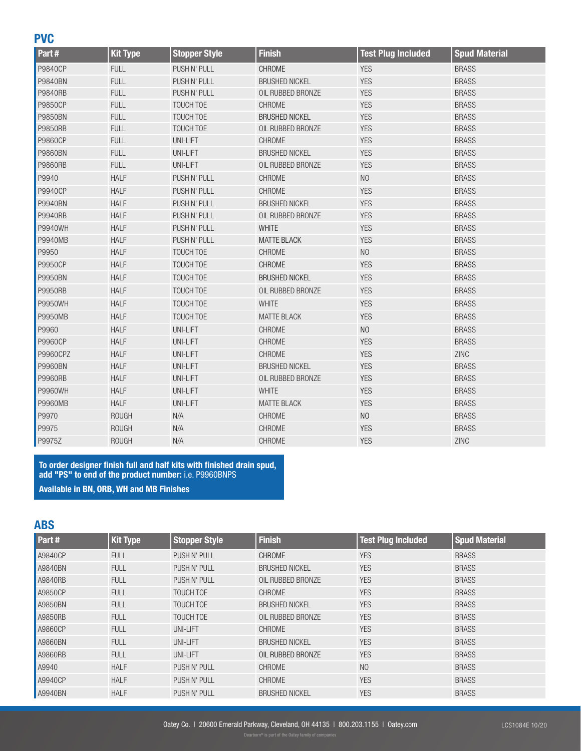## PVC

| Part # | Kit Type | Stopper Style | Finish | Test Plug Included | Spud Material |
|---|---|---|---|---|---|
| P9840CP | FULL | PUSH N' PULL | CHROME | YES | BRASS |
| P9840BN | FULL | PUSH N' PULL | BRUSHED NICKEL | YES | BRASS |
| P9840RB | FULL | PUSH N' PULL | OIL RUBBED BRONZE | YES | BRASS |
| P9850CP | FULL | TOUCH TOE | CHROME | YES | BRASS |
| P9850BN | FULL | TOUCH TOE | BRUSHED NICKEL | YES | BRASS |
| P9850RB | FULL | TOUCH TOE | OIL RUBBED BRONZE | YES | BRASS |
| P9860CP | FULL | UNI-LIFT | CHROME | YES | BRASS |
| P9860BN | FULL | UNI-LIFT | BRUSHED NICKEL | YES | BRASS |
| P9860RB | FULL | UNI-LIFT | OIL RUBBED BRONZE | YES | BRASS |
| P9940 | HALF | PUSH N' PULL | CHROME | NO | BRASS |
| P9940CP | HALF | PUSH N' PULL | CHROME | YES | BRASS |
| P9940BN | HALF | PUSH N' PULL | BRUSHED NICKEL | YES | BRASS |
| P9940RB | HALF | PUSH N' PULL | OIL RUBBED BRONZE | YES | BRASS |
| P9940WH | HALF | PUSH N' PULL | WHITE | YES | BRASS |
| P9940MB | HALF | PUSH N' PULL | MATTE BLACK | YES | BRASS |
| P9950 | HALF | TOUCH TOE | CHROME | NO | BRASS |
| P9950CP | HALF | TOUCH TOE | CHROME | YES | BRASS |
| P9950BN | HALF | TOUCH TOE | BRUSHED NICKEL | YES | BRASS |
| P9950RB | HALF | TOUCH TOE | OIL RUBBED BRONZE | YES | BRASS |
| P9950WH | HALF | TOUCH TOE | WHITE | YES | BRASS |
| P9950MB | HALF | TOUCH TOE | MATTE BLACK | YES | BRASS |
| P9960 | HALF | UNI-LIFT | CHROME | NO | BRASS |
| P9960CP | HALF | UNI-LIFT | CHROME | YES | BRASS |
| P9960CPZ | HALF | UNI-LIFT | CHROME | YES | ZINC |
| P9960BN | HALF | UNI-LIFT | BRUSHED NICKEL | YES | BRASS |
| P9960RB | HALF | UNI-LIFT | OIL RUBBED BRONZE | YES | BRASS |
| P9960WH | HALF | UNI-LIFT | WHITE | YES | BRASS |
| P9960MB | HALF | UNI-LIFT | MATTE BLACK | YES | BRASS |
| P9970 | ROUGH | N/A | CHROME | NO | BRASS |
| P9975 | ROUGH | N/A | CHROME | YES | BRASS |
| P9975Z | ROUGH | N/A | CHROME | YES | ZINC |

**To order designer finish full and half kits with finished drain spud, add "PS" to end of the product number:** i.e. P9960BNPS

**Available in BN, ORB, WH and MB Finishes**

## ABS

| Part # | Kit Type | Stopper Style | Finish | Test Plug Included | Spud Material |
|---|---|---|---|---|---|
| A9840CP | FULL | PUSH N' PULL | CHROME | YES | BRASS |
| A9840BN | FULL | PUSH N' PULL | BRUSHED NICKEL | YES | BRASS |
| A9840RB | FULL | PUSH N' PULL | OIL RUBBED BRONZE | YES | BRASS |
| A9850CP | FULL | TOUCH TOE | CHROME | YES | BRASS |
| A9850BN | FULL | TOUCH TOE | BRUSHED NICKEL | YES | BRASS |
| A9850RB | FULL | TOUCH TOE | OIL RUBBED BRONZE | YES | BRASS |
| A9860CP | FULL | UNI-LIFT | CHROME | YES | BRASS |
| A9860BN | FULL | UNI-LIFT | BRUSHED NICKEL | YES | BRASS |
| A9860RB | FULL | UNI-LIFT | OIL RUBBED BRONZE | YES | BRASS |
| A9940 | HALF | PUSH N' PULL | CHROME | NO | BRASS |
| A9940CP | HALF | PUSH N' PULL | CHROME | YES | BRASS |
| A9940BN | HALF | PUSH N' PULL | BRUSHED NICKEL | YES | BRASS |

Oatey Co. | 20600 Emerald Parkway, Cleveland, OH 44135 | 800.203.1155 | Oatey.com

Dearborn® is part of the Oatey family of companies

LCS1084E 10/20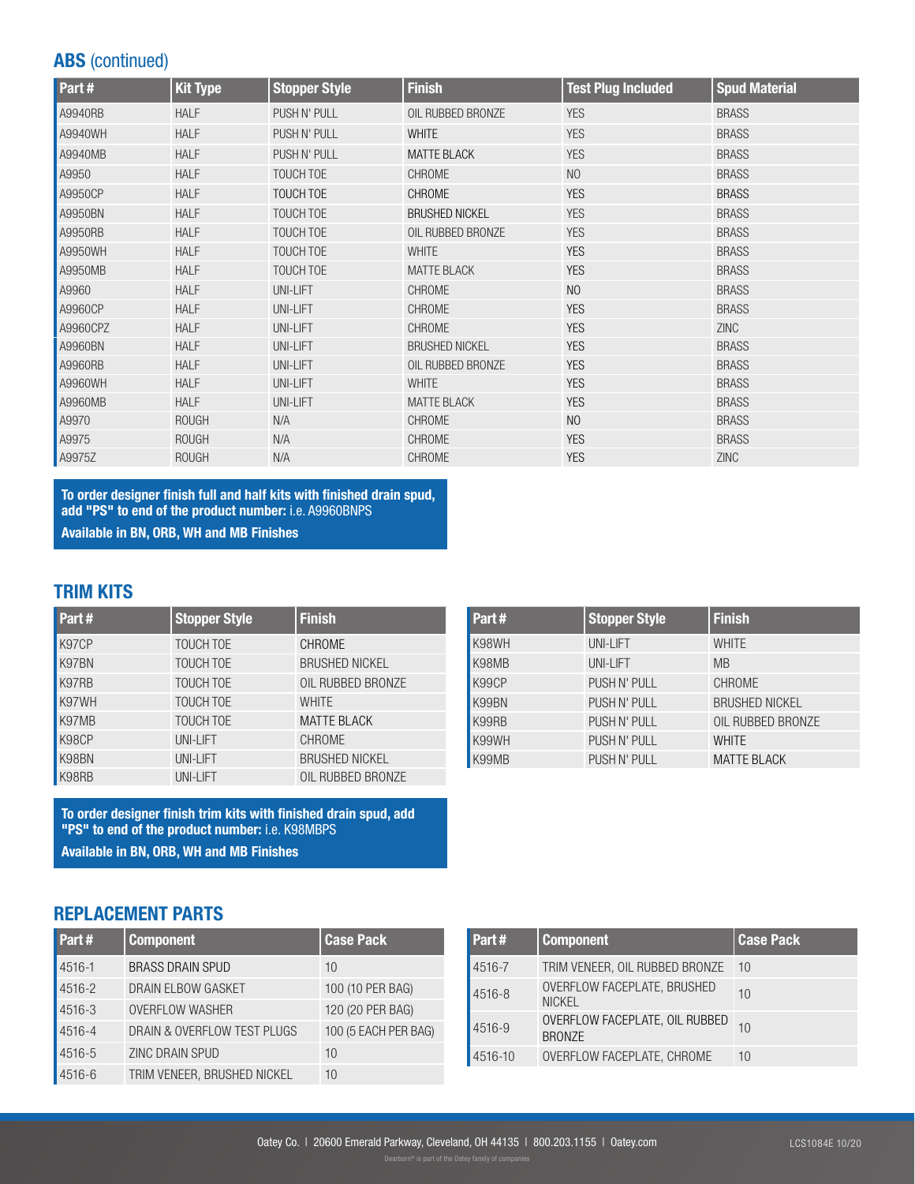## ABS (continued)

| Part # | Kit Type | Stopper Style | Finish | Test Plug Included | Spud Material |
|---|---|---|---|---|---|
| A9940RB | HALF | PUSH N' PULL | OIL RUBBED BRONZE | YES | BRASS |
| A9940WH | HALF | PUSH N' PULL | WHITE | YES | BRASS |
| A9940MB | HALF | PUSH N' PULL | MATTE BLACK | YES | BRASS |
| A9950 | HALF | TOUCH TOE | CHROME | NO | BRASS |
| A9950CP | HALF | TOUCH TOE | CHROME | YES | BRASS |
| A9950BN | HALF | TOUCH TOE | BRUSHED NICKEL | YES | BRASS |
| A9950RB | HALF | TOUCH TOE | OIL RUBBED BRONZE | YES | BRASS |
| A9950WH | HALF | TOUCH TOE | WHITE | YES | BRASS |
| A9950MB | HALF | TOUCH TOE | MATTE BLACK | YES | BRASS |
| A9960 | HALF | UNI-LIFT | CHROME | NO | BRASS |
| A9960CP | HALF | UNI-LIFT | CHROME | YES | BRASS |
| A9960CPZ | HALF | UNI-LIFT | CHROME | YES | ZINC |
| A9960BN | HALF | UNI-LIFT | BRUSHED NICKEL | YES | BRASS |
| A9960RB | HALF | UNI-LIFT | OIL RUBBED BRONZE | YES | BRASS |
| A9960WH | HALF | UNI-LIFT | WHITE | YES | BRASS |
| A9960MB | HALF | UNI-LIFT | MATTE BLACK | YES | BRASS |
| A9970 | ROUGH | N/A | CHROME | NO | BRASS |
| A9975 | ROUGH | N/A | CHROME | YES | BRASS |
| A9975Z | ROUGH | N/A | CHROME | YES | ZINC |

**To order designer finish full and half kits with finished drain spud, add "PS" to end of the product number:** i.e. A9960BNPS

**Available in BN, ORB, WH and MB Finishes**

## TRIM KITS

| Part # | Stopper Style | Finish |
|---|---|---|
| K97CP | TOUCH TOE | CHROME |
| K97BN | TOUCH TOE | BRUSHED NICKEL |
| K97RB | TOUCH TOE | OIL RUBBED BRONZE |
| K97WH | TOUCH TOE | WHITE |
| K97MB | TOUCH TOE | MATTE BLACK |
| K98CP | UNI-LIFT | CHROME |
| K98BN | UNI-LIFT | BRUSHED NICKEL |
| K98RB | UNI-LIFT | OIL RUBBED BRONZE |
| K98WH | UNI-LIFT | WHITE |
| K98MB | UNI-LIFT | MB |
| K99CP | PUSH N' PULL | CHROME |
| K99BN | PUSH N' PULL | BRUSHED NICKEL |
| K99RB | PUSH N' PULL | OIL RUBBED BRONZE |
| K99WH | PUSH N' PULL | WHITE |
| K99MB | PUSH N' PULL | MATTE BLACK |

**To order designer finish trim kits with finished drain spud, add "PS" to end of the product number:** i.e. K98MBPS

**Available in BN, ORB, WH and MB Finishes**

## REPLACEMENT PARTS

| Part # | Component | Case Pack |
|---|---|---|
| 4516-1 | BRASS DRAIN SPUD | 10 |
| 4516-2 | DRAIN ELBOW GASKET | 100 (10 PER BAG) |
| 4516-3 | OVERFLOW WASHER | 120 (20 PER BAG) |
| 4516-4 | DRAIN & OVERFLOW TEST PLUGS | 100 (5 EACH PER BAG) |
| 4516-5 | ZINC DRAIN SPUD | 10 |
| 4516-6 | TRIM VENEER, BRUSHED NICKEL | 10 |
| 4516-7 | TRIM VENEER, OIL RUBBED BRONZE | 10 |
| 4516-8 | OVERFLOW FACEPLATE, BRUSHED NICKEL | 10 |
| 4516-9 | OVERFLOW FACEPLATE, OIL RUBBED BRONZE | 10 |
| 4516-10 | OVERFLOW FACEPLATE, CHROME | 10 |

Oatey Co. | 20600 Emerald Parkway, Cleveland, OH 44135 | 800.203.1155 | Oatey.com

Dearborn® is part of the Oatey family of companies

LCS1084E 10/20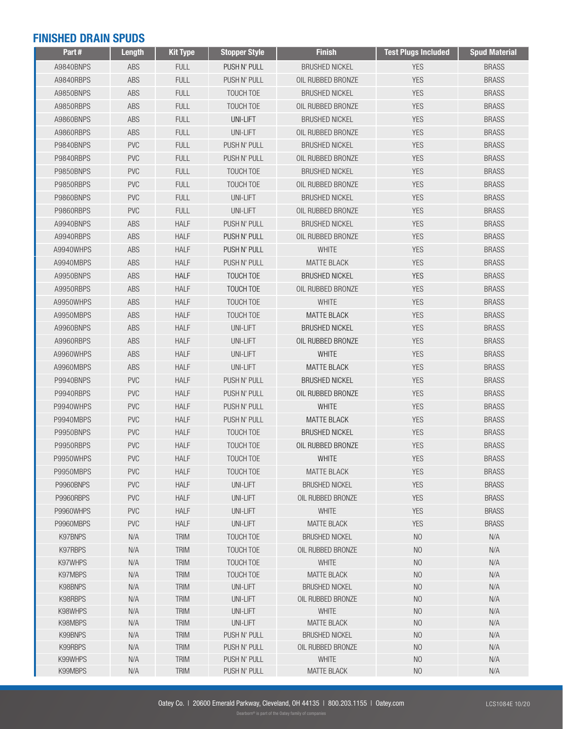## FINISHED DRAIN SPUDS

| Part # | Length | Kit Type | Stopper Style | Finish | Test Plugs Included | Spud Material |
|---|---|---|---|---|---|---|
| A9840BNPS | ABS | FULL | PUSH N' PULL | BRUSHED NICKEL | YES | BRASS |
| A9840RBPS | ABS | FULL | PUSH N' PULL | OIL RUBBED BRONZE | YES | BRASS |
| A9850BNPS | ABS | FULL | TOUCH TOE | BRUSHED NICKEL | YES | BRASS |
| A9850RBPS | ABS | FULL | TOUCH TOE | OIL RUBBED BRONZE | YES | BRASS |
| A9860BNPS | ABS | FULL | UNI-LIFT | BRUSHED NICKEL | YES | BRASS |
| A9860RBPS | ABS | FULL | UNI-LIFT | OIL RUBBED BRONZE | YES | BRASS |
| P9840BNPS | PVC | FULL | PUSH N' PULL | BRUSHED NICKEL | YES | BRASS |
| P9840RBPS | PVC | FULL | PUSH N' PULL | OIL RUBBED BRONZE | YES | BRASS |
| P9850BNPS | PVC | FULL | TOUCH TOE | BRUSHED NICKEL | YES | BRASS |
| P9850RBPS | PVC | FULL | TOUCH TOE | OIL RUBBED BRONZE | YES | BRASS |
| P9860BNPS | PVC | FULL | UNI-LIFT | BRUSHED NICKEL | YES | BRASS |
| P9860RBPS | PVC | FULL | UNI-LIFT | OIL RUBBED BRONZE | YES | BRASS |
| A9940BNPS | ABS | HALF | PUSH N' PULL | BRUSHED NICKEL | YES | BRASS |
| A9940RBPS | ABS | HALF | PUSH N' PULL | OIL RUBBED BRONZE | YES | BRASS |
| A9940WHPS | ABS | HALF | PUSH N' PULL | WHITE | YES | BRASS |
| A9940MBPS | ABS | HALF | PUSH N' PULL | MATTE BLACK | YES | BRASS |
| A9950BNPS | ABS | HALF | TOUCH TOE | BRUSHED NICKEL | YES | BRASS |
| A9950RBPS | ABS | HALF | TOUCH TOE | OIL RUBBED BRONZE | YES | BRASS |
| A9950WHPS | ABS | HALF | TOUCH TOE | WHITE | YES | BRASS |
| A9950MBPS | ABS | HALF | TOUCH TOE | MATTE BLACK | YES | BRASS |
| A9960BNPS | ABS | HALF | UNI-LIFT | BRUSHED NICKEL | YES | BRASS |
| A9960RBPS | ABS | HALF | UNI-LIFT | OIL RUBBED BRONZE | YES | BRASS |
| A9960WHPS | ABS | HALF | UNI-LIFT | WHITE | YES | BRASS |
| A9960MBPS | ABS | HALF | UNI-LIFT | MATTE BLACK | YES | BRASS |
| P9940BNPS | PVC | HALF | PUSH N' PULL | BRUSHED NICKEL | YES | BRASS |
| P9940RBPS | PVC | HALF | PUSH N' PULL | OIL RUBBED BRONZE | YES | BRASS |
| P9940WHPS | PVC | HALF | PUSH N' PULL | WHITE | YES | BRASS |
| P9940MBPS | PVC | HALF | PUSH N' PULL | MATTE BLACK | YES | BRASS |
| P9950BNPS | PVC | HALF | TOUCH TOE | BRUSHED NICKEL | YES | BRASS |
| P9950RBPS | PVC | HALF | TOUCH TOE | OIL RUBBED BRONZE | YES | BRASS |
| P9950WHPS | PVC | HALF | TOUCH TOE | WHITE | YES | BRASS |
| P9950MBPS | PVC | HALF | TOUCH TOE | MATTE BLACK | YES | BRASS |
| P9960BNPS | PVC | HALF | UNI-LIFT | BRUSHED NICKEL | YES | BRASS |
| P9960RBPS | PVC | HALF | UNI-LIFT | OIL RUBBED BRONZE | YES | BRASS |
| P9960WHPS | PVC | HALF | UNI-LIFT | WHITE | YES | BRASS |
| P9960MBPS | PVC | HALF | UNI-LIFT | MATTE BLACK | YES | BRASS |
| K97BNPS | N/A | TRIM | TOUCH TOE | BRUSHED NICKEL | NO | N/A |
| K97RBPS | N/A | TRIM | TOUCH TOE | OIL RUBBED BRONZE | NO | N/A |
| K97WHPS | N/A | TRIM | TOUCH TOE | WHITE | NO | N/A |
| K97MBPS | N/A | TRIM | TOUCH TOE | MATTE BLACK | NO | N/A |
| K98BNPS | N/A | TRIM | UNI-LIFT | BRUSHED NICKEL | NO | N/A |
| K98RBPS | N/A | TRIM | UNI-LIFT | OIL RUBBED BRONZE | NO | N/A |
| K98WHPS | N/A | TRIM | UNI-LIFT | WHITE | NO | N/A |
| K98MBPS | N/A | TRIM | UNI-LIFT | MATTE BLACK | NO | N/A |
| K99BNPS | N/A | TRIM | PUSH N' PULL | BRUSHED NICKEL | NO | N/A |
| K99RBPS | N/A | TRIM | PUSH N' PULL | OIL RUBBED BRONZE | NO | N/A |
| K99WHPS | N/A | TRIM | PUSH N' PULL | WHITE | NO | N/A |
| K99MBPS | N/A | TRIM | PUSH N' PULL | MATTE BLACK | NO | N/A |

Oatey Co. | 20600 Emerald Parkway, Cleveland, OH 44135 | 800.203.1155 | Oatey.com

Dearborn® is part of the Oatey family of companies

LCS1084E 10/20